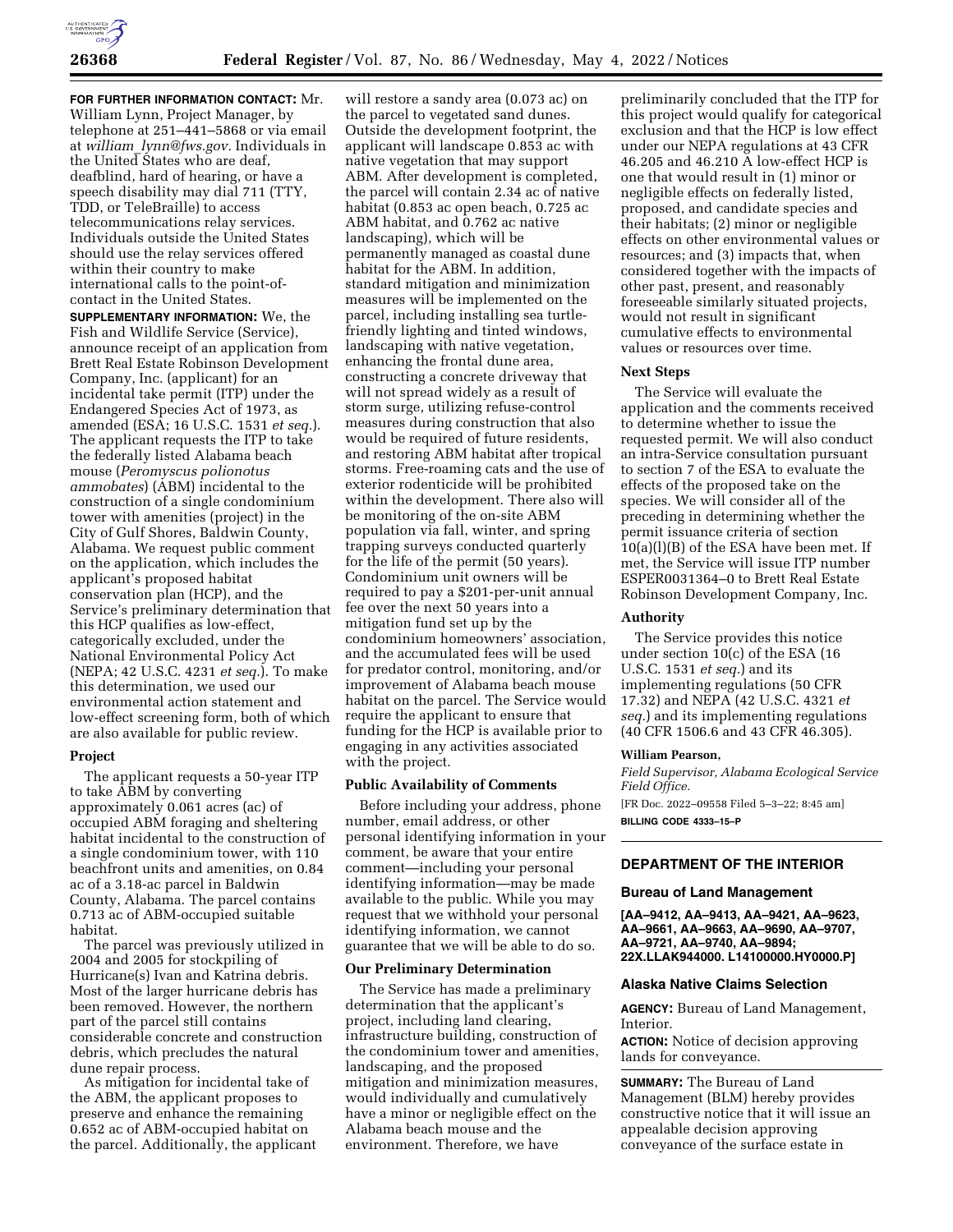**FOR FURTHER INFORMATION CONTACT:** Mr. William Lynn, Project Manager, by telephone at 251–441–5868 or via email at *william_lynn@fws.gov.* Individuals in the United States who are deaf, deafblind, hard of hearing, or have a speech disability may dial 711 (TTY, TDD, or TeleBraille) to access telecommunications relay services. Individuals outside the United States should use the relay services offered within their country to make international calls to the point-of-contact in the United States.

**SUPPLEMENTARY INFORMATION:** We, the Fish and Wildlife Service (Service), announce receipt of an application from Brett Real Estate Robinson Development Company, Inc. (applicant) for an incidental take permit (ITP) under the Endangered Species Act of 1973, as amended (ESA; 16 U.S.C. 1531 *et seq.*). The applicant requests the ITP to take the federally listed Alabama beach mouse (*Peromyscus polionotus ammobates*) (ABM) incidental to the construction of a single condominium tower with amenities (project) in the City of Gulf Shores, Baldwin County, Alabama. We request public comment on the application, which includes the applicant's proposed habitat conservation plan (HCP), and the Service's preliminary determination that this HCP qualifies as low-effect, categorically excluded, under the National Environmental Policy Act (NEPA; 42 U.S.C. 4231 *et seq.*). To make this determination, we used our environmental action statement and low-effect screening form, both of which are also available for public review.

## Project

The applicant requests a 50-year ITP to take ABM by converting approximately 0.061 acres (ac) of occupied ABM foraging and sheltering habitat incidental to the construction of a single condominium tower, with 110 beachfront units and amenities, on 0.84 ac of a 3.18-ac parcel in Baldwin County, Alabama. The parcel contains 0.713 ac of ABM-occupied suitable habitat.

The parcel was previously utilized in 2004 and 2005 for stockpiling of Hurricane(s) Ivan and Katrina debris. Most of the larger hurricane debris has been removed. However, the northern part of the parcel still contains considerable concrete and construction debris, which precludes the natural dune repair process.

As mitigation for incidental take of the ABM, the applicant proposes to preserve and enhance the remaining 0.652 ac of ABM-occupied habitat on the parcel. Additionally, the applicant will restore a sandy area (0.073 ac) on the parcel to vegetated sand dunes. Outside the development footprint, the applicant will landscape 0.853 ac with native vegetation that may support ABM. After development is completed, the parcel will contain 2.34 ac of native habitat (0.853 ac open beach, 0.725 ac ABM habitat, and 0.762 ac native landscaping), which will be permanently managed as coastal dune habitat for the ABM. In addition, standard mitigation and minimization measures will be implemented on the parcel, including installing sea turtle-friendly lighting and tinted windows, landscaping with native vegetation, enhancing the frontal dune area, constructing a concrete driveway that will not spread widely as a result of storm surge, utilizing refuse-control measures during construction that also would be required of future residents, and restoring ABM habitat after tropical storms. Free-roaming cats and the use of exterior rodenticide will be prohibited within the development. There also will be monitoring of the on-site ABM population via fall, winter, and spring trapping surveys conducted quarterly for the life of the permit (50 years). Condominium unit owners will be required to pay a $201-per-unit annual fee over the next 50 years into a mitigation fund set up by the condominium homeowners' association, and the accumulated fees will be used for predator control, monitoring, and/or improvement of Alabama beach mouse habitat on the parcel. The Service would require the applicant to ensure that funding for the HCP is available prior to engaging in any activities associated with the project.

## Public Availability of Comments

Before including your address, phone number, email address, or other personal identifying information in your comment, be aware that your entire comment—including your personal identifying information—may be made available to the public. While you may request that we withhold your personal identifying information, we cannot guarantee that we will be able to do so.

## Our Preliminary Determination

The Service has made a preliminary determination that the applicant's project, including land clearing, infrastructure building, construction of the condominium tower and amenities, landscaping, and the proposed mitigation and minimization measures, would individually and cumulatively have a minor or negligible effect on the Alabama beach mouse and the environment. Therefore, we have preliminarily concluded that the ITP for this project would qualify for categorical exclusion and that the HCP is low effect under our NEPA regulations at 43 CFR 46.205 and 46.210 A low-effect HCP is one that would result in (1) minor or negligible effects on federally listed, proposed, and candidate species and their habitats; (2) minor or negligible effects on other environmental values or resources; and (3) impacts that, when considered together with the impacts of other past, present, and reasonably foreseeable similarly situated projects, would not result in significant cumulative effects to environmental values or resources over time.

## Next Steps

The Service will evaluate the application and the comments received to determine whether to issue the requested permit. We will also conduct an intra-Service consultation pursuant to section 7 of the ESA to evaluate the effects of the proposed take on the species. We will consider all of the preceding in determining whether the permit issuance criteria of section 10(a)(l)(B) of the ESA have been met. If met, the Service will issue ITP number ESPER0031364–0 to Brett Real Estate Robinson Development Company, Inc.

## Authority

The Service provides this notice under section 10(c) of the ESA (16 U.S.C. 1531 *et seq.*) and its implementing regulations (50 CFR 17.32) and NEPA (42 U.S.C. 4321 *et seq.*) and its implementing regulations (40 CFR 1506.6 and 43 CFR 46.305).

**William Pearson,**

*Field Supervisor, Alabama Ecological Service Field Office.*

[FR Doc. 2022–09558 Filed 5–3–22; 8:45 am]

**BILLING CODE 4333–15–P**

---

# DEPARTMENT OF THE INTERIOR

## Bureau of Land Management

**[AA–9412, AA–9413, AA–9421, AA–9623, AA–9661, AA–9663, AA–9690, AA–9707, AA–9721, AA–9740, AA–9894; 22X.LLAK944000. L14100000.HY0000.P]**

## Alaska Native Claims Selection

**AGENCY:** Bureau of Land Management, Interior.

**ACTION:** Notice of decision approving lands for conveyance.

**SUMMARY:** The Bureau of Land Management (BLM) hereby provides constructive notice that it will issue an appealable decision approving conveyance of the surface estate in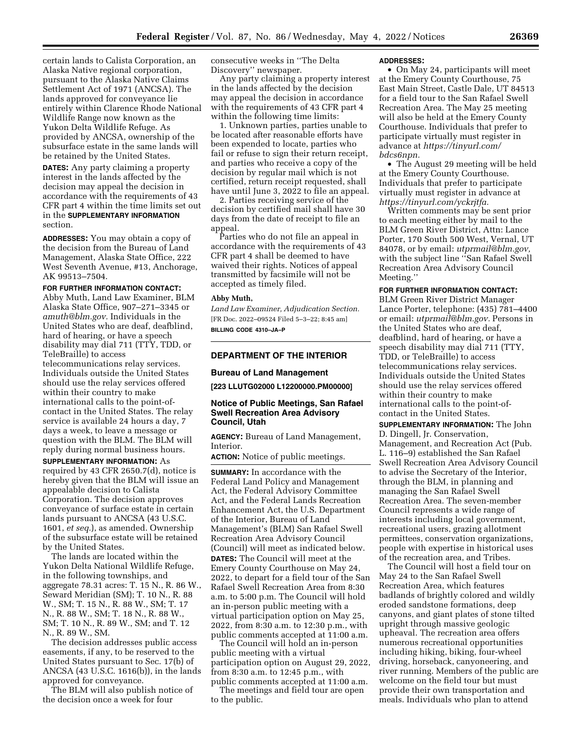certain lands to Calista Corporation, an Alaska Native regional corporation, pursuant to the Alaska Native Claims Settlement Act of 1971 (ANCSA). The lands approved for conveyance lie entirely within Clarence Rhode National Wildlife Range now known as the Yukon Delta Wildlife Refuge. As provided by ANCSA, ownership of the subsurface estate in the same lands will be retained by the United States.

**DATES:** Any party claiming a property interest in the lands affected by the decision may appeal the decision in accordance with the requirements of 43 CFR part 4 within the time limits set out in the **SUPPLEMENTARY INFORMATION** section.

**ADDRESSES:** You may obtain a copy of the decision from the Bureau of Land Management, Alaska State Office, 222 West Seventh Avenue, #13, Anchorage, AK 99513–7504.

**FOR FURTHER INFORMATION CONTACT:** Abby Muth, Land Law Examiner, BLM Alaska State Office, 907–271–3345 or *amuth@blm.gov.* Individuals in the United States who are deaf, deafblind, hard of hearing, or have a speech disability may dial 711 (TTY, TDD, or TeleBraille) to access telecommunications relay services. Individuals outside the United States should use the relay services offered within their country to make international calls to the point-of-contact in the United States. The relay service is available 24 hours a day, 7 days a week, to leave a message or question with the BLM. The BLM will reply during normal business hours.

**SUPPLEMENTARY INFORMATION:** As required by 43 CFR 2650.7(d), notice is hereby given that the BLM will issue an appealable decision to Calista Corporation. The decision approves conveyance of surface estate in certain lands pursuant to ANCSA (43 U.S.C. 1601, *et seq.*), as amended. Ownership of the subsurface estate will be retained by the United States.

The lands are located within the Yukon Delta National Wildlife Refuge, in the following townships, and aggregate 78.31 acres: T. 15 N., R. 86 W., Seward Meridian (SM); T. 10 N., R. 88 W., SM; T. 15 N., R. 88 W., SM; T. 17 N., R. 88 W., SM; T. 18 N., R. 88 W., SM; T. 10 N., R. 89 W., SM; and T. 12 N., R. 89 W., SM.

The decision addresses public access easements, if any, to be reserved to the United States pursuant to Sec. 17(b) of ANCSA (43 U.S.C. 1616(b)), in the lands approved for conveyance.

The BLM will also publish notice of the decision once a week for four consecutive weeks in "The Delta Discovery" newspaper.

Any party claiming a property interest in the lands affected by the decision may appeal the decision in accordance with the requirements of 43 CFR part 4 within the following time limits:

1. Unknown parties, parties unable to be located after reasonable efforts have been expended to locate, parties who fail or refuse to sign their return receipt, and parties who receive a copy of the decision by regular mail which is not certified, return receipt requested, shall have until June 3, 2022 to file an appeal.

2. Parties receiving service of the decision by certified mail shall have 30 days from the date of receipt to file an appeal.

Parties who do not file an appeal in accordance with the requirements of 43 CFR part 4 shall be deemed to have waived their rights. Notices of appeal transmitted by facsimile will not be accepted as timely filed.

**Abby Muth,**

*Land Law Examiner, Adjudication Section.*

[FR Doc. 2022–09524 Filed 5–3–22; 8:45 am]

**BILLING CODE 4310–JA–P**

## DEPARTMENT OF THE INTERIOR

### Bureau of Land Management

**[223 LLUTG02000 L12200000.PM00000]**

### Notice of Public Meetings, San Rafael Swell Recreation Area Advisory Council, Utah

**AGENCY:** Bureau of Land Management, Interior.

**ACTION:** Notice of public meetings.

**SUMMARY:** In accordance with the Federal Land Policy and Management Act, the Federal Advisory Committee Act, and the Federal Lands Recreation Enhancement Act, the U.S. Department of the Interior, Bureau of Land Management's (BLM) San Rafael Swell Recreation Area Advisory Council (Council) will meet as indicated below.

**DATES:** The Council will meet at the Emery County Courthouse on May 24, 2022, to depart for a field tour of the San Rafael Swell Recreation Area from 8:30 a.m. to 5:00 p.m. The Council will hold an in-person public meeting with a virtual participation option on May 25, 2022, from 8:30 a.m. to 12:30 p.m., with public comments accepted at 11:00 a.m.

The Council will hold an in-person public meeting with a virtual participation option on August 29, 2022, from 8:30 a.m. to 12:45 p.m., with public comments accepted at 11:00 a.m.

The meetings and field tour are open to the public.

**ADDRESSES:**

- On May 24, participants will meet at the Emery County Courthouse, 75 East Main Street, Castle Dale, UT 84513 for a field tour to the San Rafael Swell Recreation Area. The May 25 meeting will also be held at the Emery County Courthouse. Individuals that prefer to participate virtually must register in advance at *https://tinyurl.com/bdcs6npn.*
- The August 29 meeting will be held at the Emery County Courthouse. Individuals that prefer to participate virtually must register in advance at *https://tinyurl.com/yckrjtfa.*

Written comments may be sent prior to each meeting either by mail to the BLM Green River District, Attn: Lance Porter, 170 South 500 West, Vernal, UT 84078, or by email: *utprmail@blm.gov,* with the subject line "San Rafael Swell Recreation Area Advisory Council Meeting."

**FOR FURTHER INFORMATION CONTACT:** BLM Green River District Manager Lance Porter, telephone: (435) 781–4400 or email: *utprmail@blm.gov.* Persons in the United States who are deaf, deafblind, hard of hearing, or have a speech disability may dial 711 (TTY, TDD, or TeleBraille) to access telecommunications relay services. Individuals outside the United States should use the relay services offered within their country to make international calls to the point-of-contact in the United States.

**SUPPLEMENTARY INFORMATION:** The John D. Dingell, Jr. Conservation, Management, and Recreation Act (Pub. L. 116–9) established the San Rafael Swell Recreation Area Advisory Council to advise the Secretary of the Interior, through the BLM, in planning and managing the San Rafael Swell Recreation Area. The seven-member Council represents a wide range of interests including local government, recreational users, grazing allotment permittees, conservation organizations, people with expertise in historical uses of the recreation area, and Tribes.

The Council will host a field tour on May 24 to the San Rafael Swell Recreation Area, which features badlands of brightly colored and wildly eroded sandstone formations, deep canyons, and giant plates of stone tilted upright through massive geologic upheaval. The recreation area offers numerous recreational opportunities including hiking, biking, four-wheel driving, horseback, canyoneering, and river running. Members of the public are welcome on the field tour but must provide their own transportation and meals. Individuals who plan to attend